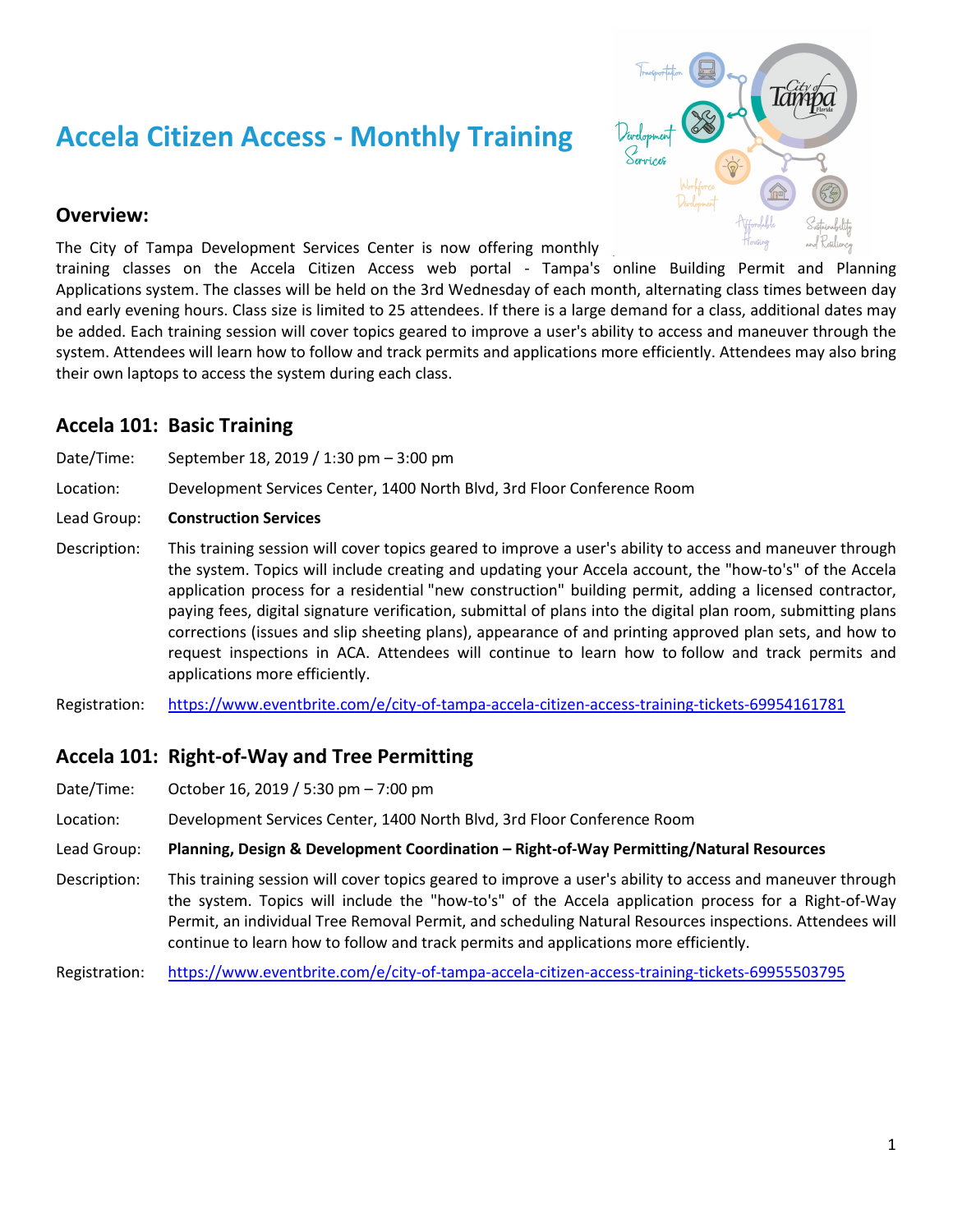# Accela Citizen Access - Monthly Training

## Overview:

The City of Tampa Development Services Center is now offering monthly training classes on the Accela Citizen Access web portal - Tampa's online Building Permit and Planning Applications system. The classes will be held on the 3rd Wednesday of each month, alternating class times between day and early evening hours. Class size is limited to 25 attendees. If there is a large demand for a class, additional dates may be added. Each training session will cover topics geared to improve a user's ability to access and maneuver through the system. Attendees will learn how to follow and track permits and applications more efficiently. Attendees may also bring their own laptops to access the system during each class.

## Accela 101: Basic Training

Date/Time: September 18, 2019 / 1:30 pm – 3:00 pm

Location: Development Services Center, 1400 North Blvd, 3rd Floor Conference Room

Lead Group: **Construction Services**

Description: This training session will cover topics geared to improve a user's ability to access and maneuver through the system. Topics will include creating and updating your Accela account, the "how-to's" of the Accela application process for a residential "new construction" building permit, adding a licensed contractor, paying fees, digital signature verification, submittal of plans into the digital plan room, submitting plans corrections (issues and slip sheeting plans), appearance of and printing approved plan sets, and how to request inspections in ACA. Attendees will continue to learn how to follow and track permits and applications more efficiently.

Registration: https://www.eventbrite.com/e/city-of-tampa-accela-citizen-access-training-tickets-69954161781

## Accela 101: Right-of-Way and Tree Permitting

Date/Time: October 16, 2019 / 5:30 pm – 7:00 pm

Location: Development Services Center, 1400 North Blvd, 3rd Floor Conference Room

Lead Group: **Planning, Design & Development Coordination – Right-of-Way Permitting/Natural Resources**

Description: This training session will cover topics geared to improve a user's ability to access and maneuver through the system. Topics will include the "how-to's" of the Accela application process for a Right-of-Way Permit, an individual Tree Removal Permit, and scheduling Natural Resources inspections. Attendees will continue to learn how to follow and track permits and applications more efficiently.

Registration: https://www.eventbrite.com/e/city-of-tampa-accela-citizen-access-training-tickets-69955503795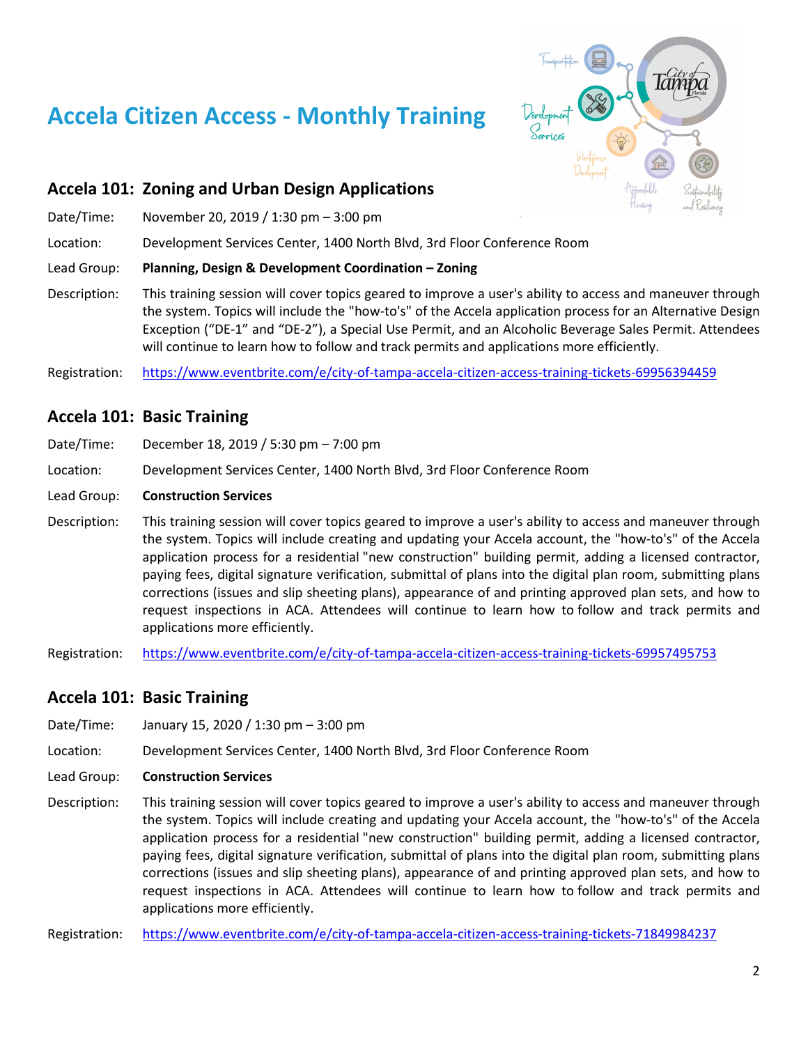# Accela Citizen Access - Monthly Training

## Accela 101: Zoning and Urban Design Applications

Date/Time: November 20, 2019 / 1:30 pm – 3:00 pm

Location: Development Services Center, 1400 North Blvd, 3rd Floor Conference Room

Lead Group: **Planning, Design & Development Coordination – Zoning**

Description: This training session will cover topics geared to improve a user's ability to access and maneuver through the system. Topics will include the "how-to's" of the Accela application process for an Alternative Design Exception ("DE-1" and "DE-2"), a Special Use Permit, and an Alcoholic Beverage Sales Permit. Attendees will continue to learn how to follow and track permits and applications more efficiently.

Registration: https://www.eventbrite.com/e/city-of-tampa-accela-citizen-access-training-tickets-69956394459

## Accela 101: Basic Training

Date/Time: December 18, 2019 / 5:30 pm – 7:00 pm

Location: Development Services Center, 1400 North Blvd, 3rd Floor Conference Room

Lead Group: **Construction Services**

Description: This training session will cover topics geared to improve a user's ability to access and maneuver through the system. Topics will include creating and updating your Accela account, the "how-to's" of the Accela application process for a residential "new construction" building permit, adding a licensed contractor, paying fees, digital signature verification, submittal of plans into the digital plan room, submitting plans corrections (issues and slip sheeting plans), appearance of and printing approved plan sets, and how to request inspections in ACA. Attendees will continue to learn how to follow and track permits and applications more efficiently.

Registration: https://www.eventbrite.com/e/city-of-tampa-accela-citizen-access-training-tickets-69957495753

## Accela 101: Basic Training

Date/Time: January 15, 2020 / 1:30 pm – 3:00 pm

Location: Development Services Center, 1400 North Blvd, 3rd Floor Conference Room

Lead Group: **Construction Services**

Description: This training session will cover topics geared to improve a user's ability to access and maneuver through the system. Topics will include creating and updating your Accela account, the "how-to's" of the Accela application process for a residential "new construction" building permit, adding a licensed contractor, paying fees, digital signature verification, submittal of plans into the digital plan room, submitting plans corrections (issues and slip sheeting plans), appearance of and printing approved plan sets, and how to request inspections in ACA. Attendees will continue to learn how to follow and track permits and applications more efficiently.

Registration: https://www.eventbrite.com/e/city-of-tampa-accela-citizen-access-training-tickets-71849984237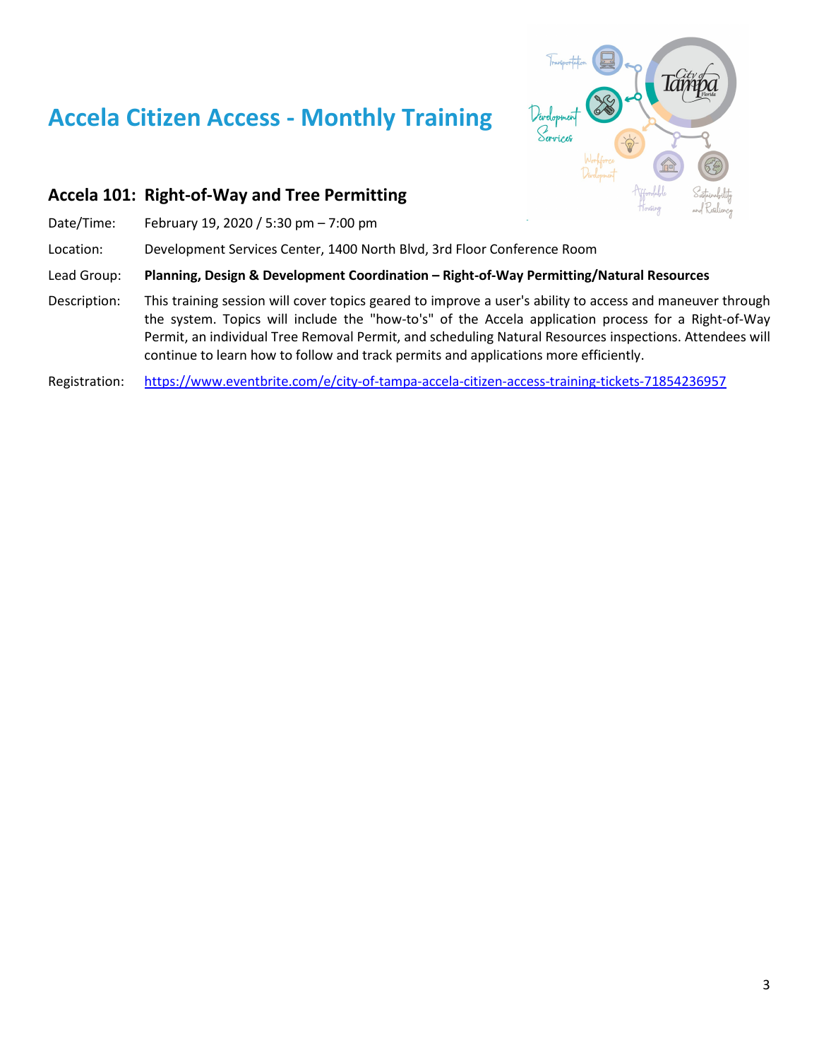# Accela Citizen Access - Monthly Training

## Accela 101: Right-of-Way and Tree Permitting

Date/Time: February 19, 2020 / 5:30 pm – 7:00 pm

Location: Development Services Center, 1400 North Blvd, 3rd Floor Conference Room

Lead Group: **Planning, Design & Development Coordination – Right-of-Way Permitting/Natural Resources**

Description: This training session will cover topics geared to improve a user's ability to access and maneuver through the system. Topics will include the "how-to's" of the Accela application process for a Right-of-Way Permit, an individual Tree Removal Permit, and scheduling Natural Resources inspections. Attendees will continue to learn how to follow and track permits and applications more efficiently.

Registration: https://www.eventbrite.com/e/city-of-tampa-accela-citizen-access-training-tickets-71854236957